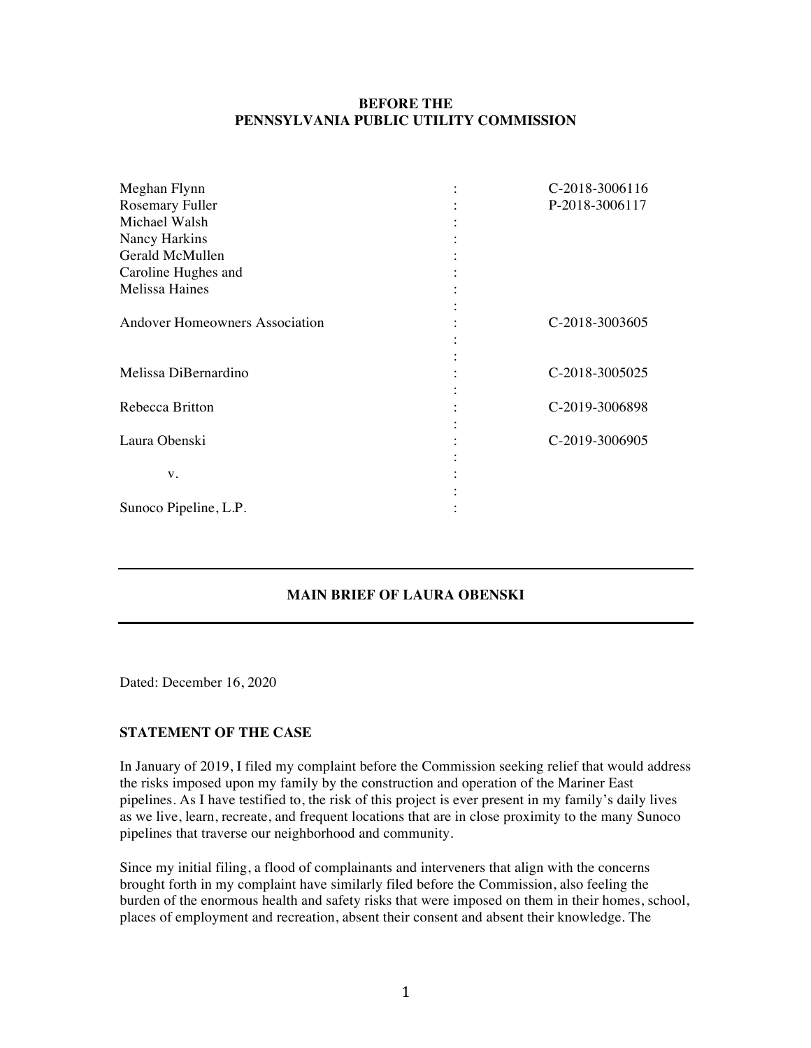**BEFORE THE**
**PENNSYLVANIA PUBLIC UTILITY COMMISSION**

| | | |
|---|---|---|
| Meghan Flynn | : | C-2018-3006116 |
| Rosemary Fuller | : | P-2018-3006117 |
| Michael Walsh | : | |
| Nancy Harkins | : | |
| Gerald McMullen | : | |
| Caroline Hughes and | : | |
| Melissa Haines | : | |
| | : | |
| Andover Homeowners Association | : | C-2018-3003605 |
| | : | |
| | : | |
| Melissa DiBernardino | : | C-2018-3005025 |
| | : | |
| Rebecca Britton | : | C-2019-3006898 |
| | : | |
| Laura Obenski | : | C-2019-3006905 |
| | : | |
| v. | : | |
| | : | |
| Sunoco Pipeline, L.P. | : | |

---

**MAIN BRIEF OF LAURA OBENSKI**

---

Dated: December 16, 2020

## STATEMENT OF THE CASE

In January of 2019, I filed my complaint before the Commission seeking relief that would address the risks imposed upon my family by the construction and operation of the Mariner East pipelines. As I have testified to, the risk of this project is ever present in my family's daily lives as we live, learn, recreate, and frequent locations that are in close proximity to the many Sunoco pipelines that traverse our neighborhood and community.

Since my initial filing, a flood of complainants and interveners that align with the concerns brought forth in my complaint have similarly filed before the Commission, also feeling the burden of the enormous health and safety risks that were imposed on them in their homes, school, places of employment and recreation, absent their consent and absent their knowledge. The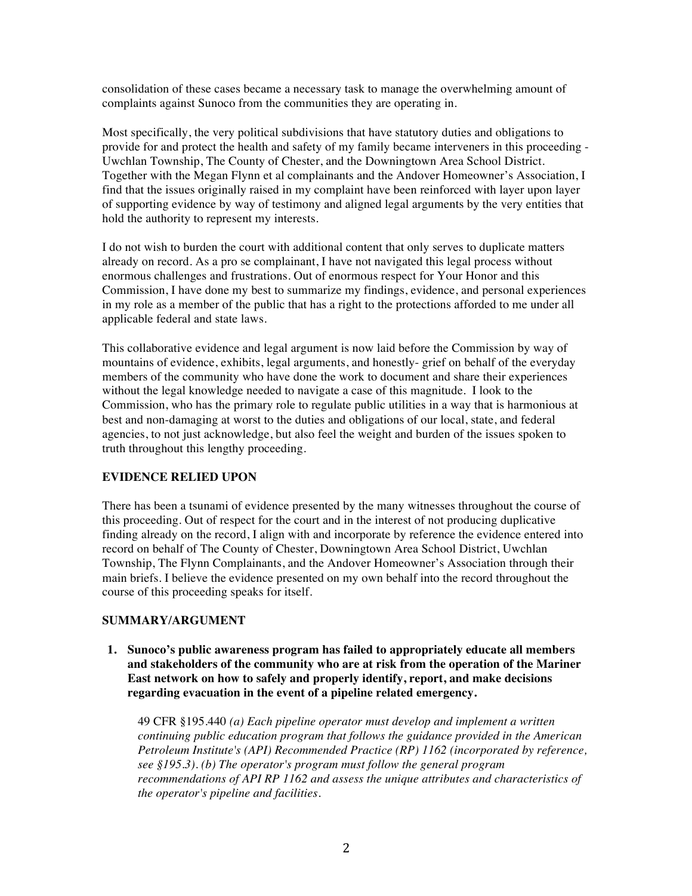consolidation of these cases became a necessary task to manage the overwhelming amount of complaints against Sunoco from the communities they are operating in.

Most specifically, the very political subdivisions that have statutory duties and obligations to provide for and protect the health and safety of my family became interveners in this proceeding - Uwchlan Township, The County of Chester, and the Downingtown Area School District. Together with the Megan Flynn et al complainants and the Andover Homeowner's Association, I find that the issues originally raised in my complaint have been reinforced with layer upon layer of supporting evidence by way of testimony and aligned legal arguments by the very entities that hold the authority to represent my interests.

I do not wish to burden the court with additional content that only serves to duplicate matters already on record. As a pro se complainant, I have not navigated this legal process without enormous challenges and frustrations. Out of enormous respect for Your Honor and this Commission, I have done my best to summarize my findings, evidence, and personal experiences in my role as a member of the public that has a right to the protections afforded to me under all applicable federal and state laws.

This collaborative evidence and legal argument is now laid before the Commission by way of mountains of evidence, exhibits, legal arguments, and honestly- grief on behalf of the everyday members of the community who have done the work to document and share their experiences without the legal knowledge needed to navigate a case of this magnitude. I look to the Commission, who has the primary role to regulate public utilities in a way that is harmonious at best and non-damaging at worst to the duties and obligations of our local, state, and federal agencies, to not just acknowledge, but also feel the weight and burden of the issues spoken to truth throughout this lengthy proceeding.

**EVIDENCE RELIED UPON**

There has been a tsunami of evidence presented by the many witnesses throughout the course of this proceeding. Out of respect for the court and in the interest of not producing duplicative finding already on the record, I align with and incorporate by reference the evidence entered into record on behalf of The County of Chester, Downingtown Area School District, Uwchlan Township, The Flynn Complainants, and the Andover Homeowner's Association through their main briefs. I believe the evidence presented on my own behalf into the record throughout the course of this proceeding speaks for itself.

**SUMMARY/ARGUMENT**

1. **Sunoco's public awareness program has failed to appropriately educate all members and stakeholders of the community who are at risk from the operation of the Mariner East network on how to safely and properly identify, report, and make decisions regarding evacuation in the event of a pipeline related emergency.**

   49 CFR §195.440 *(a) Each pipeline operator must develop and implement a written continuing public education program that follows the guidance provided in the American Petroleum Institute's (API) Recommended Practice (RP) 1162 (incorporated by reference, see §195.3). (b) The operator's program must follow the general program recommendations of API RP 1162 and assess the unique attributes and characteristics of the operator's pipeline and facilities.*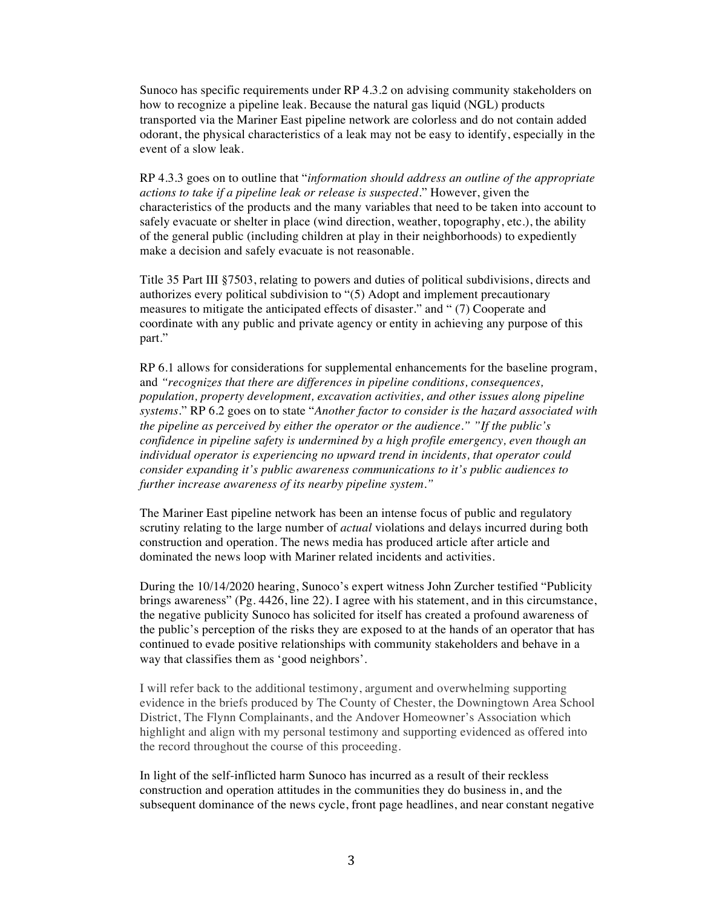Sunoco has specific requirements under RP 4.3.2 on advising community stakeholders on how to recognize a pipeline leak. Because the natural gas liquid (NGL) products transported via the Mariner East pipeline network are colorless and do not contain added odorant, the physical characteristics of a leak may not be easy to identify, especially in the event of a slow leak.

RP 4.3.3 goes on to outline that "*information should address an outline of the appropriate actions to take if a pipeline leak or release is suspected*." However, given the characteristics of the products and the many variables that need to be taken into account to safely evacuate or shelter in place (wind direction, weather, topography, etc.), the ability of the general public (including children at play in their neighborhoods) to expediently make a decision and safely evacuate is not reasonable.

Title 35 Part III §7503, relating to powers and duties of political subdivisions, directs and authorizes every political subdivision to "(5) Adopt and implement precautionary measures to mitigate the anticipated effects of disaster." and " (7) Cooperate and coordinate with any public and private agency or entity in achieving any purpose of this part."

RP 6.1 allows for considerations for supplemental enhancements for the baseline program, and *"recognizes that there are differences in pipeline conditions, consequences, population, property development, excavation activities, and other issues along pipeline systems*." RP 6.2 goes on to state "*Another factor to consider is the hazard associated with the pipeline as perceived by either the operator or the audience." "If the public's confidence in pipeline safety is undermined by a high profile emergency, even though an individual operator is experiencing no upward trend in incidents, that operator could consider expanding it's public awareness communications to it's public audiences to further increase awareness of its nearby pipeline system."*

The Mariner East pipeline network has been an intense focus of public and regulatory scrutiny relating to the large number of *actual* violations and delays incurred during both construction and operation. The news media has produced article after article and dominated the news loop with Mariner related incidents and activities.

During the 10/14/2020 hearing, Sunoco's expert witness John Zurcher testified "Publicity brings awareness" (Pg. 4426, line 22). I agree with his statement, and in this circumstance, the negative publicity Sunoco has solicited for itself has created a profound awareness of the public's perception of the risks they are exposed to at the hands of an operator that has continued to evade positive relationships with community stakeholders and behave in a way that classifies them as 'good neighbors'.

I will refer back to the additional testimony, argument and overwhelming supporting evidence in the briefs produced by The County of Chester, the Downingtown Area School District, The Flynn Complainants, and the Andover Homeowner's Association which highlight and align with my personal testimony and supporting evidenced as offered into the record throughout the course of this proceeding.

In light of the self-inflicted harm Sunoco has incurred as a result of their reckless construction and operation attitudes in the communities they do business in, and the subsequent dominance of the news cycle, front page headlines, and near constant negative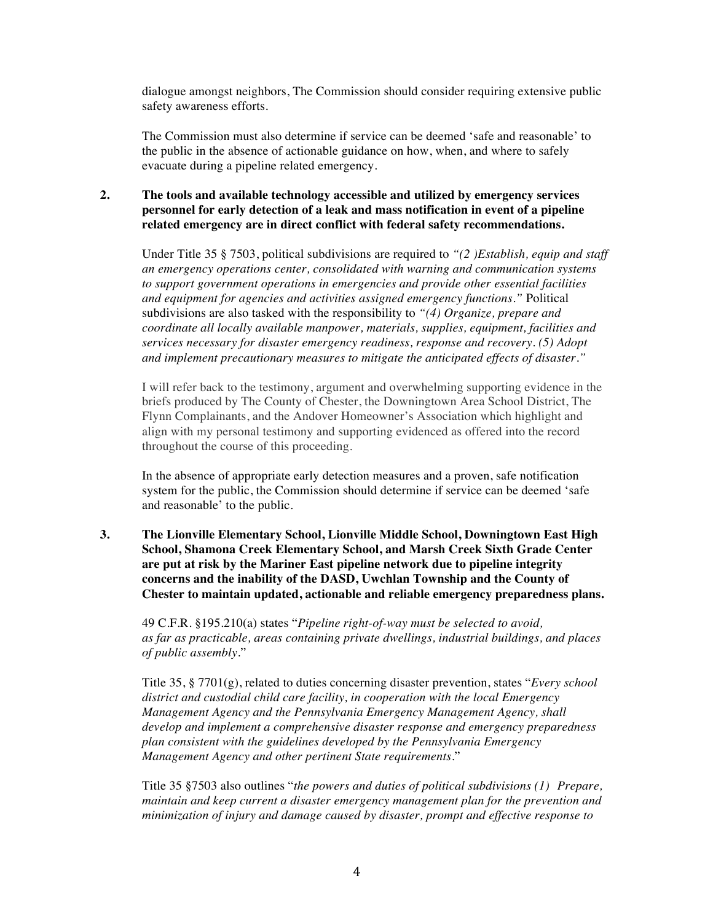dialogue amongst neighbors, The Commission should consider requiring extensive public safety awareness efforts.

The Commission must also determine if service can be deemed 'safe and reasonable' to the public in the absence of actionable guidance on how, when, and where to safely evacuate during a pipeline related emergency.

**2. The tools and available technology accessible and utilized by emergency services personnel for early detection of a leak and mass notification in event of a pipeline related emergency are in direct conflict with federal safety recommendations.**

Under Title 35 § 7503, political subdivisions are required to *"(2 )Establish, equip and staff an emergency operations center, consolidated with warning and communication systems to support government operations in emergencies and provide other essential facilities and equipment for agencies and activities assigned emergency functions."* Political subdivisions are also tasked with the responsibility to *"(4) Organize, prepare and coordinate all locally available manpower, materials, supplies, equipment, facilities and services necessary for disaster emergency readiness, response and recovery. (5) Adopt and implement precautionary measures to mitigate the anticipated effects of disaster."*

I will refer back to the testimony, argument and overwhelming supporting evidence in the briefs produced by The County of Chester, the Downingtown Area School District, The Flynn Complainants, and the Andover Homeowner's Association which highlight and align with my personal testimony and supporting evidenced as offered into the record throughout the course of this proceeding.

In the absence of appropriate early detection measures and a proven, safe notification system for the public, the Commission should determine if service can be deemed 'safe and reasonable' to the public.

**3. The Lionville Elementary School, Lionville Middle School, Downingtown East High School, Shamona Creek Elementary School, and Marsh Creek Sixth Grade Center are put at risk by the Mariner East pipeline network due to pipeline integrity concerns and the inability of the DASD, Uwchlan Township and the County of Chester to maintain updated, actionable and reliable emergency preparedness plans.**

49 C.F.R. §195.210(a) states "*Pipeline right-of-way must be selected to avoid, as far as practicable, areas containing private dwellings, industrial buildings, and places of public assembly*."

Title 35, § 7701(g), related to duties concerning disaster prevention, states "*Every school district and custodial child care facility, in cooperation with the local Emergency Management Agency and the Pennsylvania Emergency Management Agency, shall develop and implement a comprehensive disaster response and emergency preparedness plan consistent with the guidelines developed by the Pennsylvania Emergency Management Agency and other pertinent State requirements*."

Title 35 §7503 also outlines "*the powers and duties of political subdivisions (1) Prepare, maintain and keep current a disaster emergency management plan for the prevention and minimization of injury and damage caused by disaster, prompt and effective response to*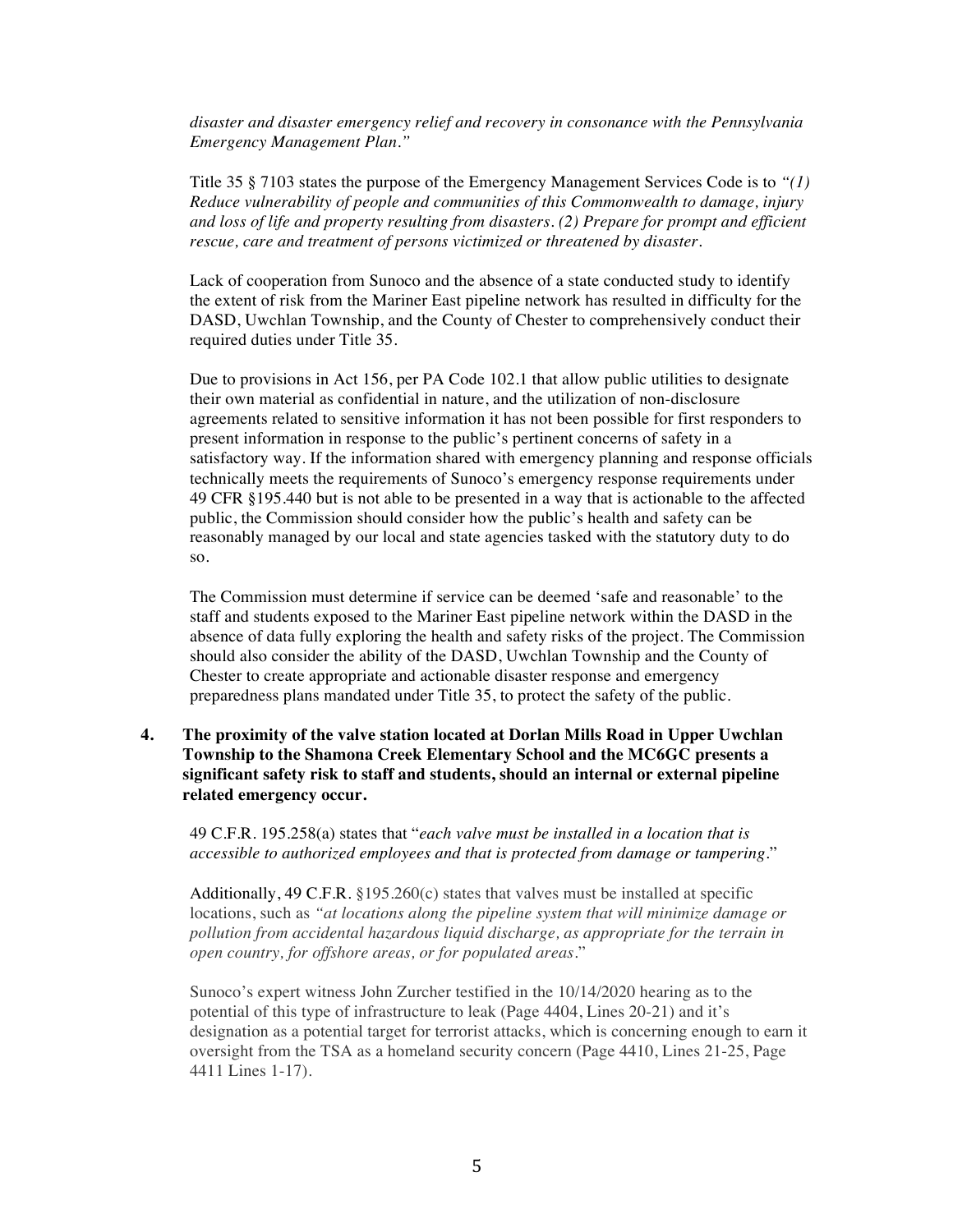*disaster and disaster emergency relief and recovery in consonance with the Pennsylvania Emergency Management Plan."*

Title 35 § 7103 states the purpose of the Emergency Management Services Code is to *"(1) Reduce vulnerability of people and communities of this Commonwealth to damage, injury and loss of life and property resulting from disasters. (2) Prepare for prompt and efficient rescue, care and treatment of persons victimized or threatened by disaster.*

Lack of cooperation from Sunoco and the absence of a state conducted study to identify the extent of risk from the Mariner East pipeline network has resulted in difficulty for the DASD, Uwchlan Township, and the County of Chester to comprehensively conduct their required duties under Title 35.

Due to provisions in Act 156, per PA Code 102.1 that allow public utilities to designate their own material as confidential in nature, and the utilization of non-disclosure agreements related to sensitive information it has not been possible for first responders to present information in response to the public's pertinent concerns of safety in a satisfactory way. If the information shared with emergency planning and response officials technically meets the requirements of Sunoco's emergency response requirements under 49 CFR §195.440 but is not able to be presented in a way that is actionable to the affected public, the Commission should consider how the public's health and safety can be reasonably managed by our local and state agencies tasked with the statutory duty to do so.

The Commission must determine if service can be deemed 'safe and reasonable' to the staff and students exposed to the Mariner East pipeline network within the DASD in the absence of data fully exploring the health and safety risks of the project. The Commission should also consider the ability of the DASD, Uwchlan Township and the County of Chester to create appropriate and actionable disaster response and emergency preparedness plans mandated under Title 35, to protect the safety of the public.

**4. The proximity of the valve station located at Dorlan Mills Road in Upper Uwchlan Township to the Shamona Creek Elementary School and the MC6GC presents a significant safety risk to staff and students, should an internal or external pipeline related emergency occur.**

49 C.F.R. 195.258(a) states that "*each valve must be installed in a location that is accessible to authorized employees and that is protected from damage or tampering*."

Additionally, 49 C.F.R. §195.260(c) states that valves must be installed at specific locations, such as *"at locations along the pipeline system that will minimize damage or pollution from accidental hazardous liquid discharge, as appropriate for the terrain in open country, for offshore areas, or for populated areas*."

Sunoco's expert witness John Zurcher testified in the 10/14/2020 hearing as to the potential of this type of infrastructure to leak (Page 4404, Lines 20-21) and it's designation as a potential target for terrorist attacks, which is concerning enough to earn it oversight from the TSA as a homeland security concern (Page 4410, Lines 21-25, Page 4411 Lines 1-17).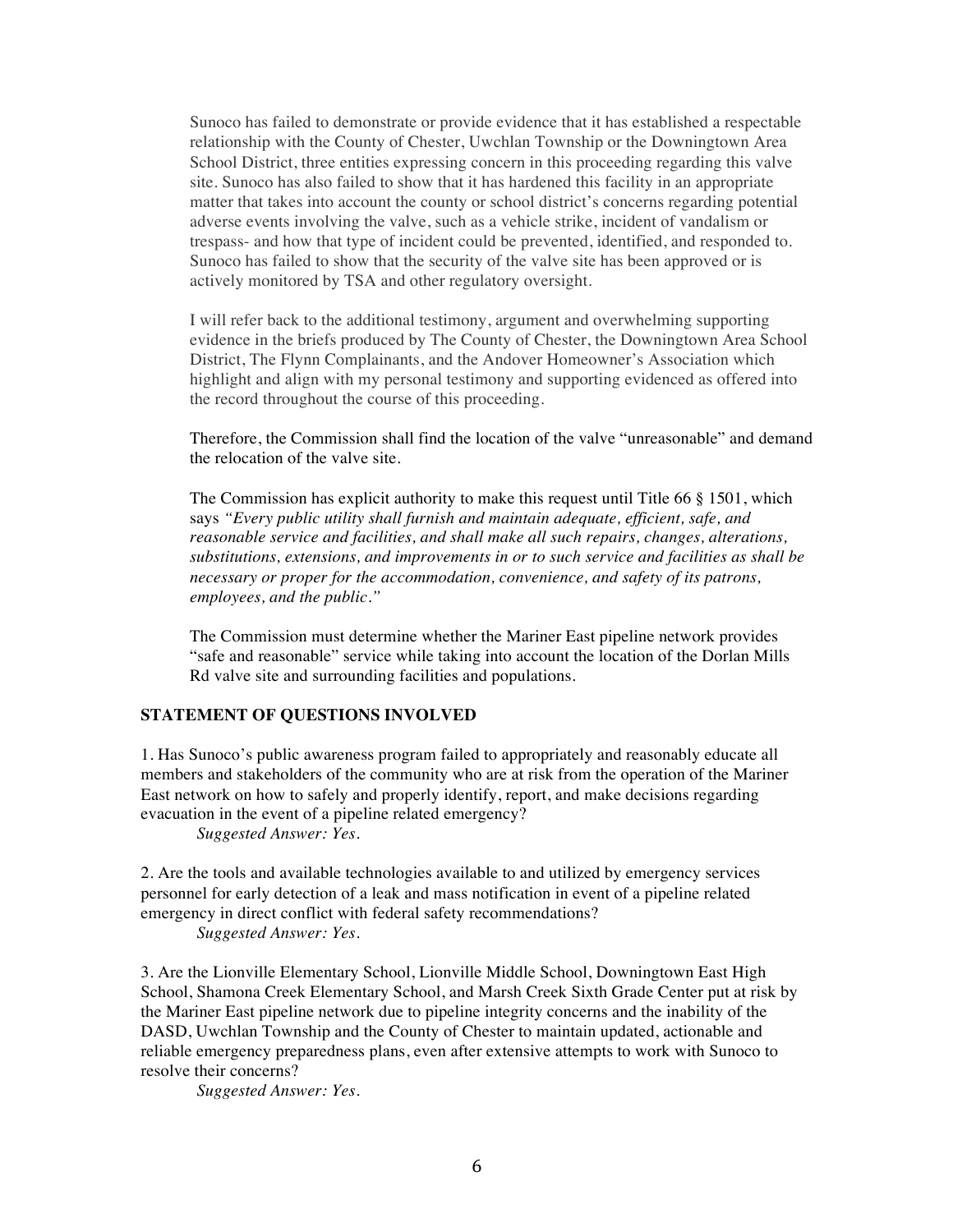Sunoco has failed to demonstrate or provide evidence that it has established a respectable relationship with the County of Chester, Uwchlan Township or the Downingtown Area School District, three entities expressing concern in this proceeding regarding this valve site. Sunoco has also failed to show that it has hardened this facility in an appropriate matter that takes into account the county or school district's concerns regarding potential adverse events involving the valve, such as a vehicle strike, incident of vandalism or trespass- and how that type of incident could be prevented, identified, and responded to. Sunoco has failed to show that the security of the valve site has been approved or is actively monitored by TSA and other regulatory oversight.

I will refer back to the additional testimony, argument and overwhelming supporting evidence in the briefs produced by The County of Chester, the Downingtown Area School District, The Flynn Complainants, and the Andover Homeowner's Association which highlight and align with my personal testimony and supporting evidenced as offered into the record throughout the course of this proceeding.

Therefore, the Commission shall find the location of the valve "unreasonable" and demand the relocation of the valve site.

The Commission has explicit authority to make this request until Title 66 § 1501, which says *"Every public utility shall furnish and maintain adequate, efficient, safe, and reasonable service and facilities, and shall make all such repairs, changes, alterations, substitutions, extensions, and improvements in or to such service and facilities as shall be necessary or proper for the accommodation, convenience, and safety of its patrons, employees, and the public."*

The Commission must determine whether the Mariner East pipeline network provides "safe and reasonable" service while taking into account the location of the Dorlan Mills Rd valve site and surrounding facilities and populations.

## STATEMENT OF QUESTIONS INVOLVED

1. Has Sunoco's public awareness program failed to appropriately and reasonably educate all members and stakeholders of the community who are at risk from the operation of the Mariner East network on how to safely and properly identify, report, and make decisions regarding evacuation in the event of a pipeline related emergency?

   *Suggested Answer: Yes.*

2. Are the tools and available technologies available to and utilized by emergency services personnel for early detection of a leak and mass notification in event of a pipeline related emergency in direct conflict with federal safety recommendations?

   *Suggested Answer: Yes.*

3. Are the Lionville Elementary School, Lionville Middle School, Downingtown East High School, Shamona Creek Elementary School, and Marsh Creek Sixth Grade Center put at risk by the Mariner East pipeline network due to pipeline integrity concerns and the inability of the DASD, Uwchlan Township and the County of Chester to maintain updated, actionable and reliable emergency preparedness plans, even after extensive attempts to work with Sunoco to resolve their concerns?

   *Suggested Answer: Yes.*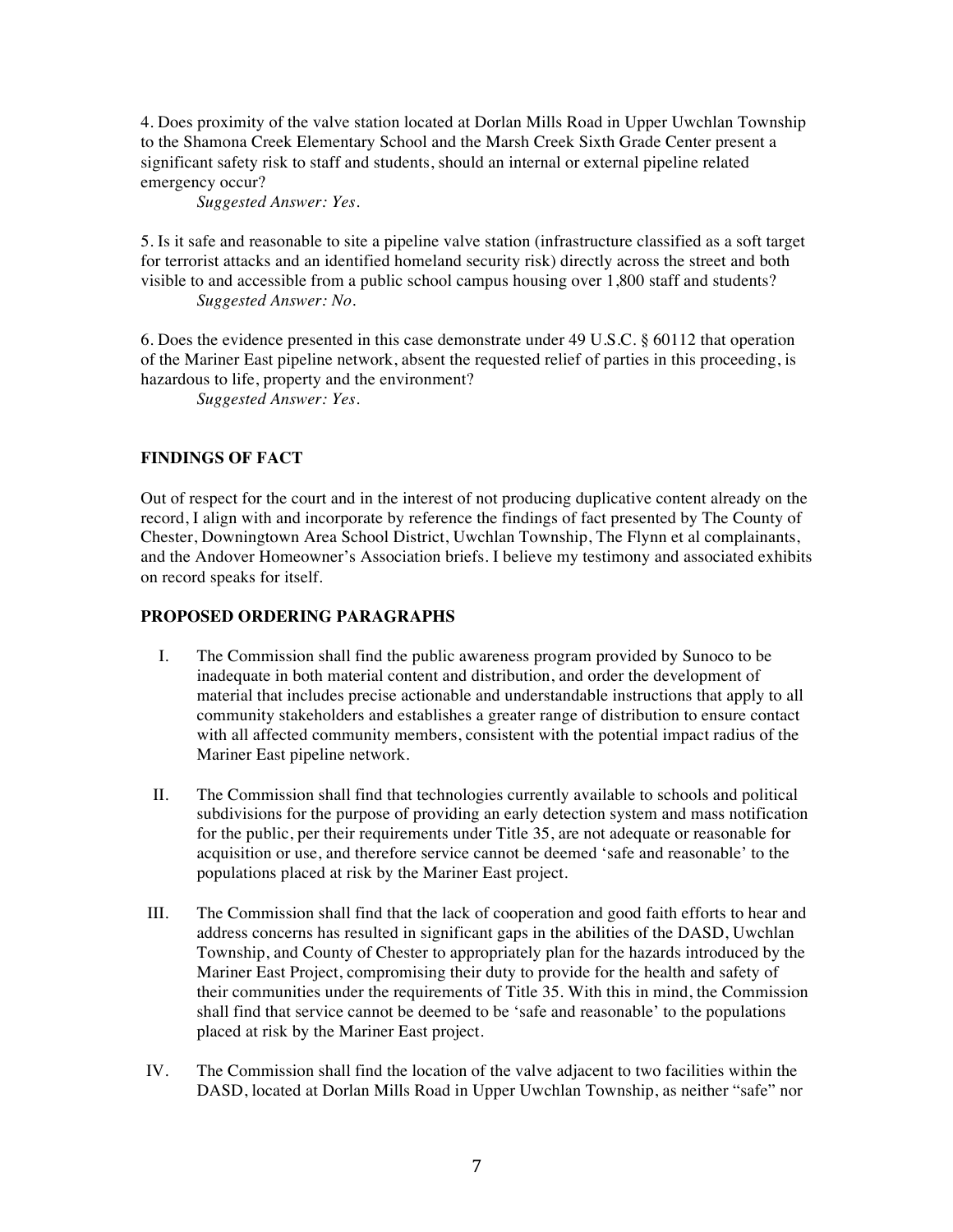4. Does proximity of the valve station located at Dorlan Mills Road in Upper Uwchlan Township to the Shamona Creek Elementary School and the Marsh Creek Sixth Grade Center present a significant safety risk to staff and students, should an internal or external pipeline related emergency occur?

*Suggested Answer: Yes.*

5. Is it safe and reasonable to site a pipeline valve station (infrastructure classified as a soft target for terrorist attacks and an identified homeland security risk) directly across the street and both visible to and accessible from a public school campus housing over 1,800 staff and students?

*Suggested Answer: No.*

6. Does the evidence presented in this case demonstrate under 49 U.S.C. § 60112 that operation of the Mariner East pipeline network, absent the requested relief of parties in this proceeding, is hazardous to life, property and the environment?

*Suggested Answer: Yes.*

## FINDINGS OF FACT

Out of respect for the court and in the interest of not producing duplicative content already on the record, I align with and incorporate by reference the findings of fact presented by The County of Chester, Downingtown Area School District, Uwchlan Township, The Flynn et al complainants, and the Andover Homeowner's Association briefs. I believe my testimony and associated exhibits on record speaks for itself.

## PROPOSED ORDERING PARAGRAPHS

I. The Commission shall find the public awareness program provided by Sunoco to be inadequate in both material content and distribution, and order the development of material that includes precise actionable and understandable instructions that apply to all community stakeholders and establishes a greater range of distribution to ensure contact with all affected community members, consistent with the potential impact radius of the Mariner East pipeline network.

II. The Commission shall find that technologies currently available to schools and political subdivisions for the purpose of providing an early detection system and mass notification for the public, per their requirements under Title 35, are not adequate or reasonable for acquisition or use, and therefore service cannot be deemed 'safe and reasonable' to the populations placed at risk by the Mariner East project.

III. The Commission shall find that the lack of cooperation and good faith efforts to hear and address concerns has resulted in significant gaps in the abilities of the DASD, Uwchlan Township, and County of Chester to appropriately plan for the hazards introduced by the Mariner East Project, compromising their duty to provide for the health and safety of their communities under the requirements of Title 35. With this in mind, the Commission shall find that service cannot be deemed to be 'safe and reasonable' to the populations placed at risk by the Mariner East project.

IV. The Commission shall find the location of the valve adjacent to two facilities within the DASD, located at Dorlan Mills Road in Upper Uwchlan Township, as neither "safe" nor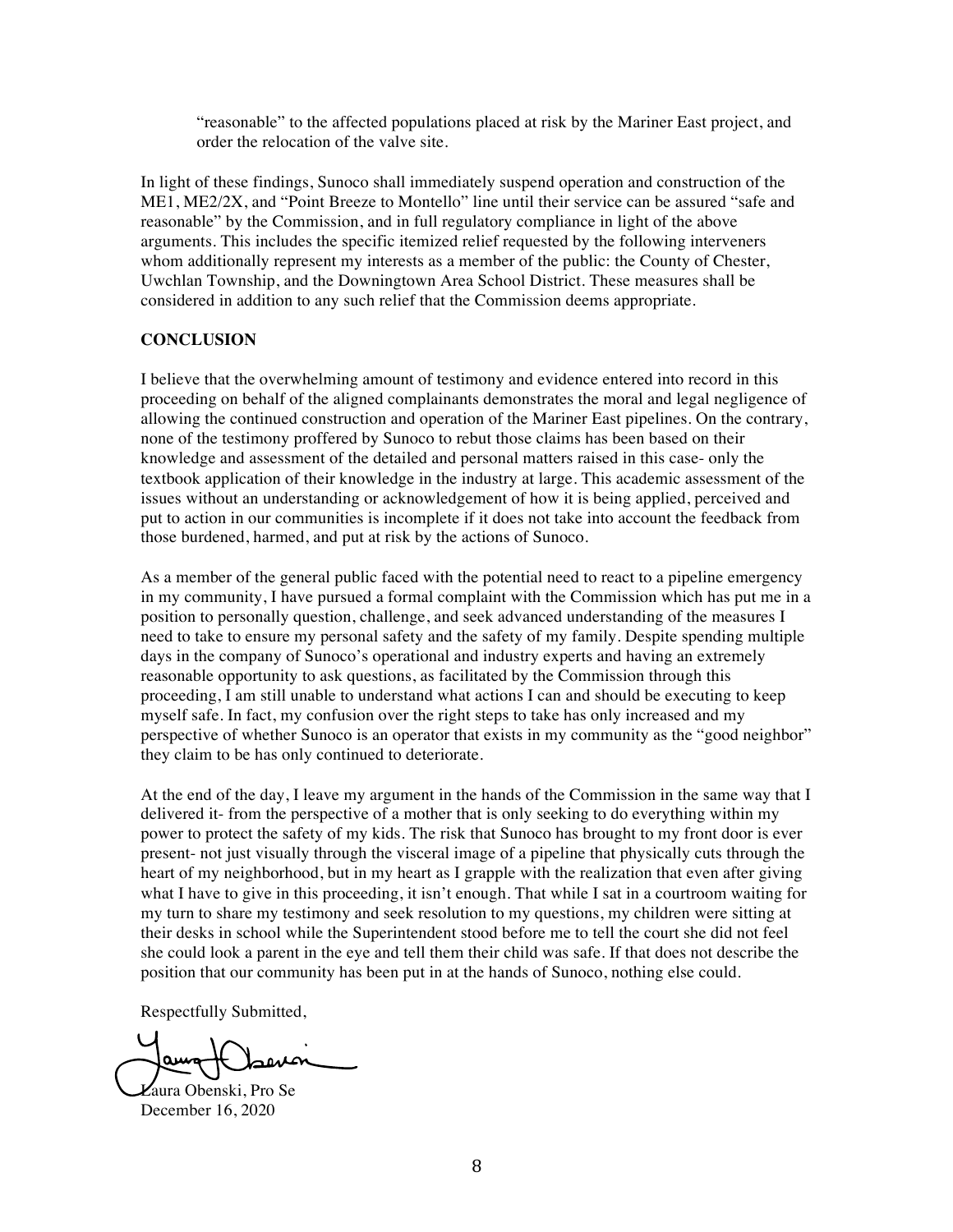"reasonable" to the affected populations placed at risk by the Mariner East project, and order the relocation of the valve site.

In light of these findings, Sunoco shall immediately suspend operation and construction of the ME1, ME2/2X, and "Point Breeze to Montello" line until their service can be assured "safe and reasonable" by the Commission, and in full regulatory compliance in light of the above arguments. This includes the specific itemized relief requested by the following interveners whom additionally represent my interests as a member of the public: the County of Chester, Uwchlan Township, and the Downingtown Area School District. These measures shall be considered in addition to any such relief that the Commission deems appropriate.

**CONCLUSION**

I believe that the overwhelming amount of testimony and evidence entered into record in this proceeding on behalf of the aligned complainants demonstrates the moral and legal negligence of allowing the continued construction and operation of the Mariner East pipelines. On the contrary, none of the testimony proffered by Sunoco to rebut those claims has been based on their knowledge and assessment of the detailed and personal matters raised in this case- only the textbook application of their knowledge in the industry at large. This academic assessment of the issues without an understanding or acknowledgement of how it is being applied, perceived and put to action in our communities is incomplete if it does not take into account the feedback from those burdened, harmed, and put at risk by the actions of Sunoco.

As a member of the general public faced with the potential need to react to a pipeline emergency in my community, I have pursued a formal complaint with the Commission which has put me in a position to personally question, challenge, and seek advanced understanding of the measures I need to take to ensure my personal safety and the safety of my family. Despite spending multiple days in the company of Sunoco's operational and industry experts and having an extremely reasonable opportunity to ask questions, as facilitated by the Commission through this proceeding, I am still unable to understand what actions I can and should be executing to keep myself safe. In fact, my confusion over the right steps to take has only increased and my perspective of whether Sunoco is an operator that exists in my community as the "good neighbor" they claim to be has only continued to deteriorate.

At the end of the day, I leave my argument in the hands of the Commission in the same way that I delivered it- from the perspective of a mother that is only seeking to do everything within my power to protect the safety of my kids. The risk that Sunoco has brought to my front door is ever present- not just visually through the visceral image of a pipeline that physically cuts through the heart of my neighborhood, but in my heart as I grapple with the realization that even after giving what I have to give in this proceeding, it isn't enough. That while I sat in a courtroom waiting for my turn to share my testimony and seek resolution to my questions, my children were sitting at their desks in school while the Superintendent stood before me to tell the court she did not feel she could look a parent in the eye and tell them their child was safe. If that does not describe the position that our community has been put in at the hands of Sunoco, nothing else could.

Respectfully Submitted,

Laura Obenski, Pro Se
December 16, 2020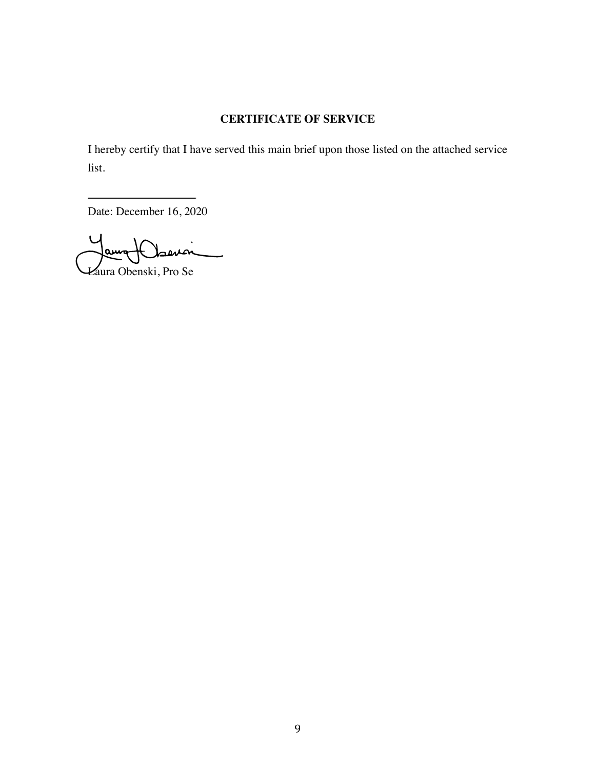## CERTIFICATE OF SERVICE

I hereby certify that I have served this main brief upon those listed on the attached service list.

Date: December 16, 2020

Laura Obenski, Pro Se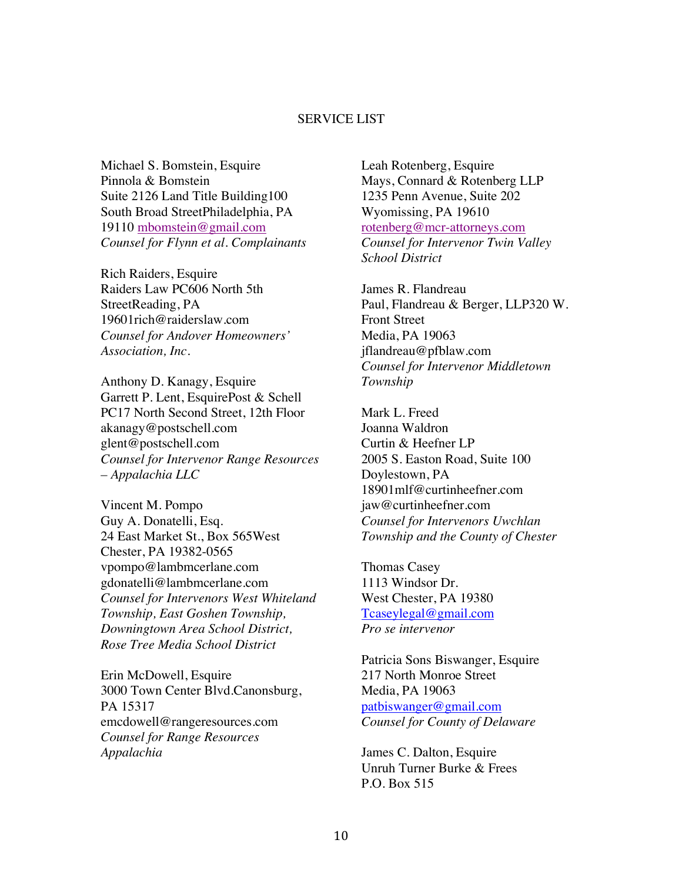# SERVICE LIST

Michael S. Bomstein, Esquire
Pinnola & Bomstein
Suite 2126 Land Title Building100
South Broad StreetPhiladelphia, PA
19110 mbomstein@gmail.com
*Counsel for Flynn et al. Complainants*

Rich Raiders, Esquire
Raiders Law PC606 North 5th
StreetReading, PA
19601rich@raiderslaw.com
*Counsel for Andover Homeowners' Association, Inc.*

Anthony D. Kanagy, Esquire
Garrett P. Lent, EsquirePost & Schell
PC17 North Second Street, 12th Floor
akanagy@postschell.com
glent@postschell.com
*Counsel for Intervenor Range Resources – Appalachia LLC*

Vincent M. Pompo
Guy A. Donatelli, Esq.
24 East Market St., Box 565West
Chester, PA 19382-0565
vpompo@lambmcerlane.com
gdonatelli@lambmcerlane.com
*Counsel for Intervenors West Whiteland Township, East Goshen Township, Downingtown Area School District, Rose Tree Media School District*

Erin McDowell, Esquire
3000 Town Center Blvd.Canonsburg,
PA 15317
emcdowell@rangeresources.com
*Counsel for Range Resources Appalachia*

Leah Rotenberg, Esquire
Mays, Connard & Rotenberg LLP
1235 Penn Avenue, Suite 202
Wyomissing, PA 19610
rotenberg@mcr-attorneys.com
*Counsel for Intervenor Twin Valley School District*

James R. Flandreau
Paul, Flandreau & Berger, LLP320 W.
Front Street
Media, PA 19063
jflandreau@pfblaw.com
*Counsel for Intervenor Middletown Township*

Mark L. Freed
Joanna Waldron
Curtin & Heefner LP
2005 S. Easton Road, Suite 100
Doylestown, PA
18901mlf@curtinheefner.com
jaw@curtinheefner.com
*Counsel for Intervenors Uwchlan Township and the County of Chester*

Thomas Casey
1113 Windsor Dr.
West Chester, PA 19380
Tcaseylegal@gmail.com
*Pro se intervenor*

Patricia Sons Biswanger, Esquire
217 North Monroe Street
Media, PA 19063
patbiswanger@gmail.com
*Counsel for County of Delaware*

James C. Dalton, Esquire
Unruh Turner Burke & Frees
P.O. Box 515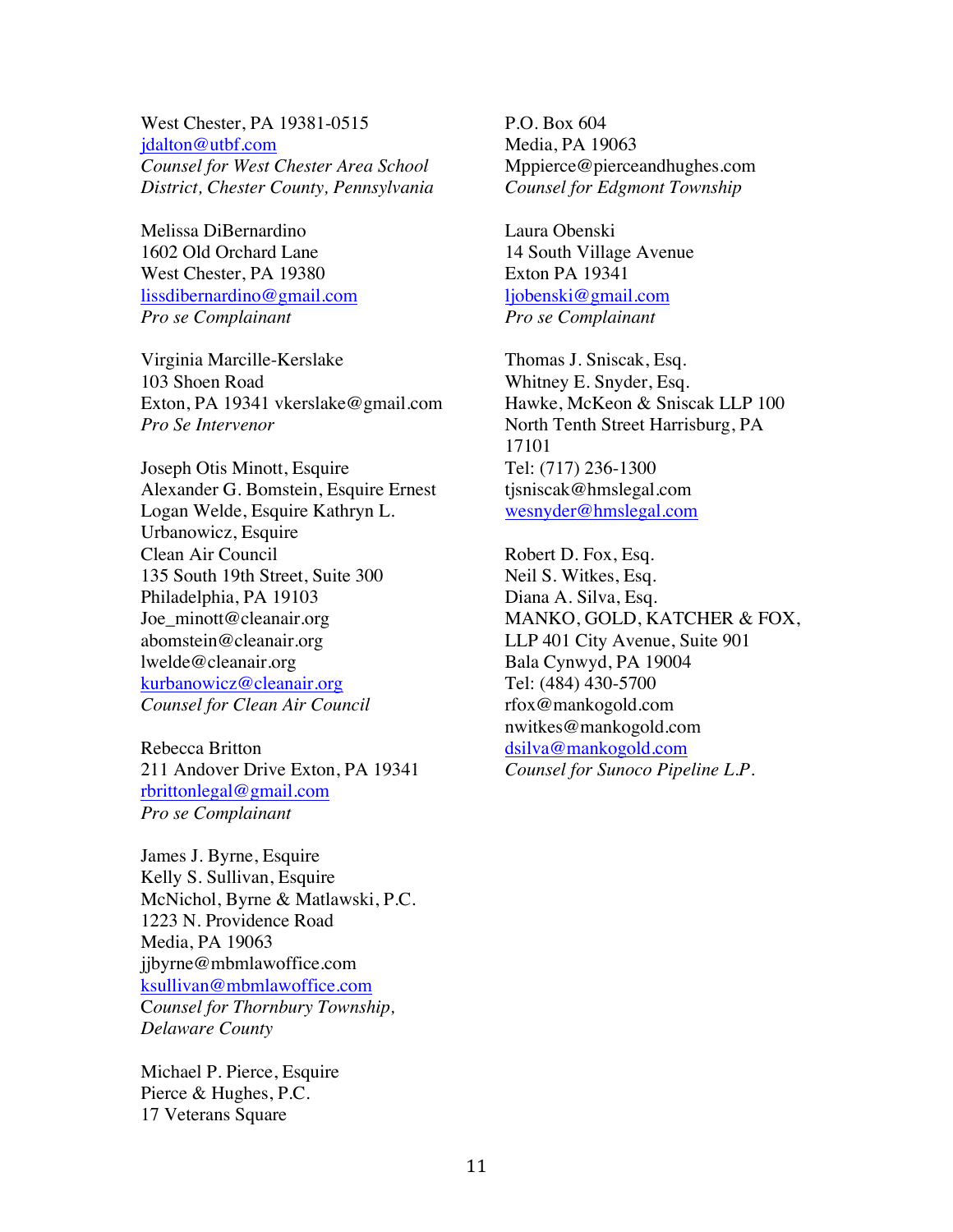West Chester, PA 19381-0515
jdalton@utbf.com
*Counsel for West Chester Area School District, Chester County, Pennsylvania*

Melissa DiBernardino
1602 Old Orchard Lane
West Chester, PA 19380
lissdibernardino@gmail.com
*Pro se Complainant*

Virginia Marcille-Kerslake
103 Shoen Road
Exton, PA 19341 vkerslake@gmail.com
*Pro Se Intervenor*

Joseph Otis Minott, Esquire
Alexander G. Bomstein, Esquire Ernest Logan Welde, Esquire Kathryn L. Urbanowicz, Esquire
Clean Air Council
135 South 19th Street, Suite 300
Philadelphia, PA 19103
Joe_minott@cleanair.org
abomstein@cleanair.org
lwelde@cleanair.org
kurbanowicz@cleanair.org
*Counsel for Clean Air Council*

Rebecca Britton
211 Andover Drive Exton, PA 19341
rbrittonlegal@gmail.com
*Pro se Complainant*

James J. Byrne, Esquire
Kelly S. Sullivan, Esquire
McNichol, Byrne & Matlawski, P.C.
1223 N. Providence Road
Media, PA 19063
jjbyrne@mbmlawoffice.com
ksullivan@mbmlawoffice.com
*Counsel for Thornbury Township, Delaware County*

Michael P. Pierce, Esquire
Pierce & Hughes, P.C.
17 Veterans Square
P.O. Box 604
Media, PA 19063
Mppierce@pierceandhughes.com
*Counsel for Edgmont Township*

Laura Obenski
14 South Village Avenue
Exton PA 19341
ljobenski@gmail.com
*Pro se Complainant*

Thomas J. Sniscak, Esq.
Whitney E. Snyder, Esq.
Hawke, McKeon & Sniscak LLP 100 North Tenth Street Harrisburg, PA 17101
Tel: (717) 236-1300
tjsniscak@hmslegal.com
wesnyder@hmslegal.com

Robert D. Fox, Esq.
Neil S. Witkes, Esq.
Diana A. Silva, Esq.
MANKO, GOLD, KATCHER & FOX, LLP 401 City Avenue, Suite 901
Bala Cynwyd, PA 19004
Tel: (484) 430-5700
rfox@mankogold.com
nwitkes@mankogold.com
dsilva@mankogold.com
*Counsel for Sunoco Pipeline L.P.*